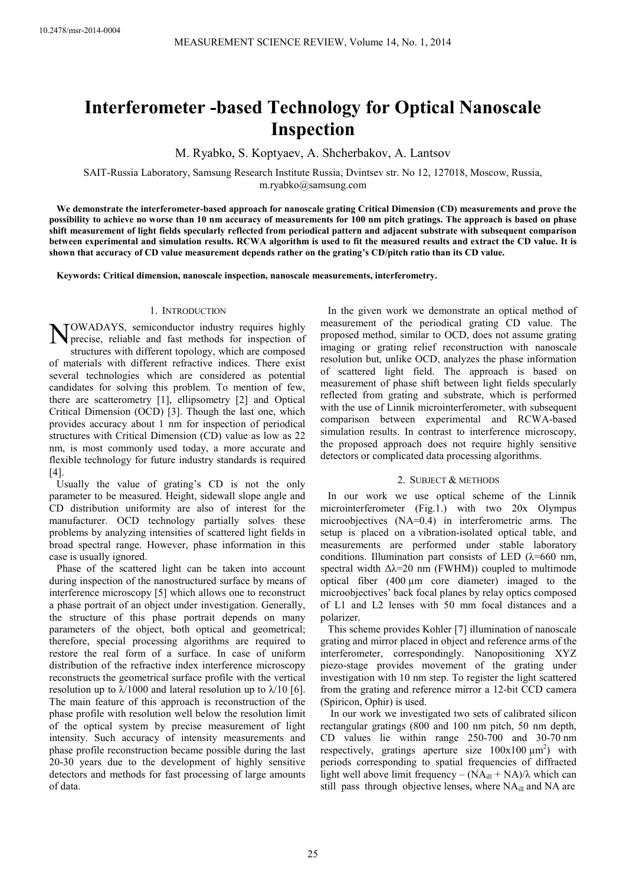10.2478/msr-2014-0004

# Interferometer -based Technology for Optical Nanoscale Inspection

M. Ryabko, S. Koptyaev, A. Shcherbakov, A. Lantsov

SAIT-Russia Laboratory, Samsung Research Institute Russia, Dvintsev str. No 12, 127018, Moscow, Russia, m.ryabko@samsung.com

**We demonstrate the interferometer-based approach for nanoscale grating Critical Dimension (CD) measurements and prove the possibility to achieve no worse than 10 nm accuracy of measurements for 100 nm pitch gratings. The approach is based on phase shift measurement of light fields specularly reflected from periodical pattern and adjacent substrate with subsequent comparison between experimental and simulation results. RCWA algorithm is used to fit the measured results and extract the CD value. It is shown that accuracy of CD value measurement depends rather on the grating's CD/pitch ratio than its CD value.**

**Keywords: Critical dimension, nanoscale inspection, nanoscale measurements, interferometry.**

## 1. Introduction

Nowadays, semiconductor industry requires highly precise, reliable and fast methods for inspection of structures with different topology, which are composed of materials with different refractive indices. There exist several technologies which are considered as potential candidates for solving this problem. To mention of few, there are scatterometry [1], ellipsometry [2] and Optical Critical Dimension (OCD) [3]. Though the last one, which provides accuracy about 1 nm for inspection of periodical structures with Critical Dimension (CD) value as low as 22 nm, is most commonly used today, a more accurate and flexible technology for future industry standards is required [4].

Usually the value of grating's CD is not the only parameter to be measured. Height, sidewall slope angle and CD distribution uniformity are also of interest for the manufacturer. OCD technology partially solves these problems by analyzing intensities of scattered light fields in broad spectral range. However, phase information in this case is usually ignored.

Phase of the scattered light can be taken into account during inspection of the nanostructured surface by means of interference microscopy [5] which allows one to reconstruct a phase portrait of an object under investigation. Generally, the structure of this phase portrait depends on many parameters of the object, both optical and geometrical; therefore, special processing algorithms are required to restore the real form of a surface. In case of uniform distribution of the refractive index interference microscopy reconstructs the geometrical surface profile with the vertical resolution up to $\lambda/1000$ and lateral resolution up to $\lambda/10$ [6]. The main feature of this approach is reconstruction of the phase profile with resolution well below the resolution limit of the optical system by precise measurement of light intensity. Such accuracy of intensity measurements and phase profile reconstruction became possible during the last 20-30 years due to the development of highly sensitive detectors and methods for fast processing of large amounts of data.

In the given work we demonstrate an optical method of measurement of the periodical grating CD value. The proposed method, similar to OCD, does not assume grating imaging or grating relief reconstruction with nanoscale resolution but, unlike OCD, analyzes the phase information of scattered light field. The approach is based on measurement of phase shift between light fields specularly reflected from grating and substrate, which is performed with the use of Linnik microinterferometer, with subsequent comparison between experimental and RCWA-based simulation results. In contrast to interference microscopy, the proposed approach does not require highly sensitive detectors or complicated data processing algorithms.

## 2. Subject & methods

In our work we use optical scheme of the Linnik microinterferometer (Fig.1.) with two 20x Olympus microobjectives (NA=0.4) in interferometric arms. The setup is placed on a vibration-isolated optical table, and measurements are performed under stable laboratory conditions. Illumination part consists of LED ($\lambda$=660 nm, spectral width $\Delta\lambda$=20 nm (FWHM)) coupled to multimode optical fiber (400 μm core diameter) imaged to the microobjectives' back focal planes by relay optics composed of L1 and L2 lenses with 50 mm focal distances and a polarizer.

This scheme provides Kohler [7] illumination of nanoscale grating and mirror placed in object and reference arms of the interferometer, correspondingly. Nanopositioning XYZ piezo-stage provides movement of the grating under investigation with 10 nm step. To register the light scattered from the grating and reference mirror a 12-bit CCD camera (Spiricon, Ophir) is used.

In our work we investigated two sets of calibrated silicon rectangular gratings (800 and 100 nm pitch, 50 nm depth, CD values lie within range 250-700 and 30-70 nm respectively, gratings aperture size 100x100 $\mu m^2$) with periods corresponding to spatial frequencies of diffracted light well above limit frequency – $(NA_{ill} + NA)/\lambda$ which can still pass through objective lenses, where $NA_{ill}$ and NA are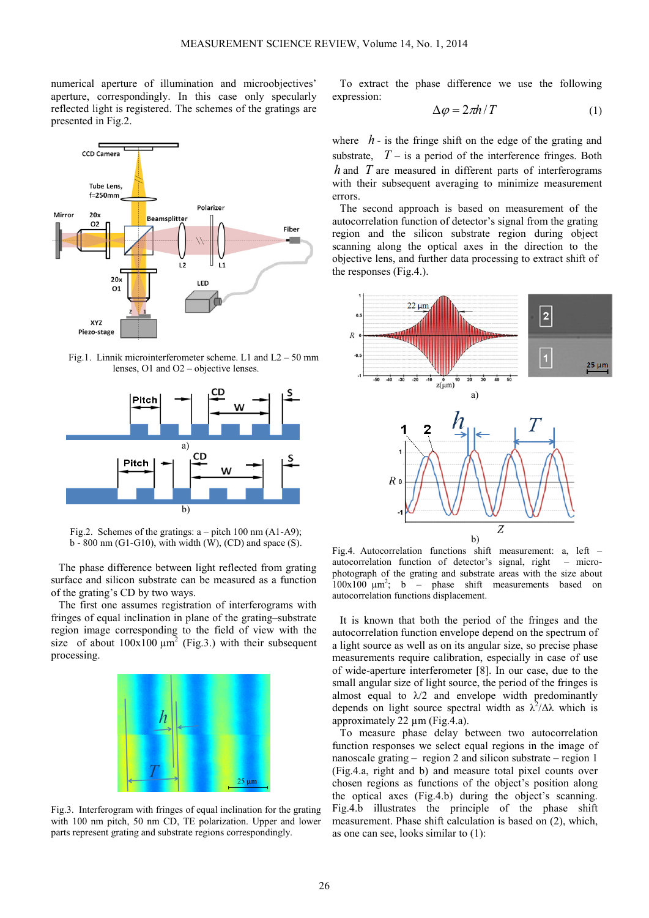numerical aperture of illumination and microobjectives' aperture, correspondingly. In this case only specularly reflected light is registered. The schemes of the gratings are presented in Fig.2.

Fig.1. Linnik microinterferometer scheme. L1 and L2 – 50 mm lenses, O1 and O2 – objective lenses.

Fig.2. Schemes of the gratings: a – pitch 100 nm (A1-A9); b - 800 nm (G1-G10), with width (W), (CD) and space (S).

The phase difference between light reflected from grating surface and silicon substrate can be measured as a function of the grating's CD by two ways.

The first one assumes registration of interferograms with fringes of equal inclination in plane of the grating–substrate region image corresponding to the field of view with the size of about 100x100 μm$^2$ (Fig.3.) with their subsequent processing.

Fig.3. Interferogram with fringes of equal inclination for the grating with 100 nm pitch, 50 nm CD, TE polarization. Upper and lower parts represent grating and substrate regions correspondingly.

To extract the phase difference we use the following expression:

$$\Delta\varphi = 2\pi h / T \qquad (1)$$

where $h$ - is the fringe shift on the edge of the grating and substrate, $T$ – is a period of the interference fringes. Both $h$ and $T$ are measured in different parts of interferograms with their subsequent averaging to minimize measurement errors.

The second approach is based on measurement of the autocorrelation function of detector's signal from the grating region and the silicon substrate region during object scanning along the optical axes in the direction to the objective lens, and further data processing to extract shift of the responses (Fig.4.).

Fig.4. Autocorrelation functions shift measurement: a, left – autocorrelation function of detector's signal, right – microphotograph of the grating and substrate areas with the size about 100x100 μm$^2$; b – phase shift measurements based on autocorrelation functions displacement.

It is known that both the period of the fringes and the autocorrelation function envelope depend on the spectrum of a light source as well as on its angular size, so precise phase measurements require calibration, especially in case of use of wide-aperture interferometer [8]. In our case, due to the small angular size of light source, the period of the fringes is almost equal to $\lambda/2$ and envelope width predominantly depends on light source spectral width as $\lambda^2/\Delta\lambda$ which is approximately 22 μm (Fig.4.a).

To measure phase delay between two autocorrelation function responses we select equal regions in the image of nanoscale grating – region 2 and silicon substrate – region 1 (Fig.4.a, right and b) and measure total pixel counts over chosen regions as functions of the object's position along the optical axes (Fig.4.b) during the object's scanning. Fig.4.b illustrates the principle of the phase shift measurement. Phase shift calculation is based on (2), which, as one can see, looks similar to (1):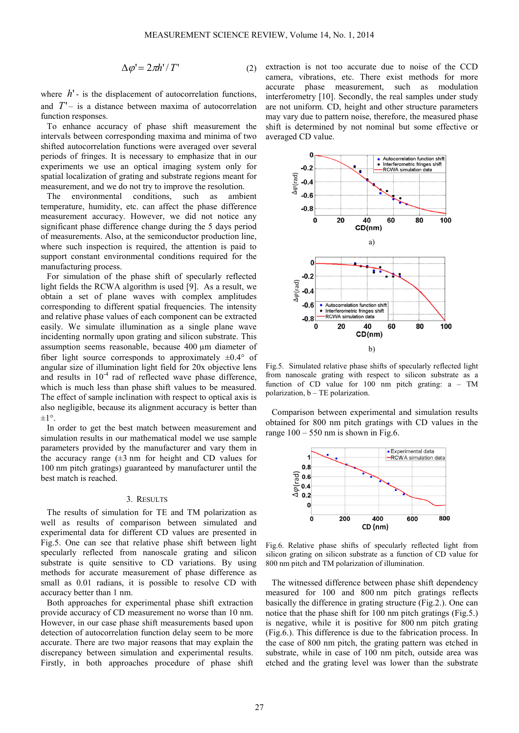$$\Delta\varphi' = 2\pi h' / T' \tag{2}$$

where $h'$ - is the displacement of autocorrelation functions, and $T'$ – is a distance between maxima of autocorrelation function responses.

To enhance accuracy of phase shift measurement the intervals between corresponding maxima and minima of two shifted autocorrelation functions were averaged over several periods of fringes. It is necessary to emphasize that in our experiments we use an optical imaging system only for spatial localization of grating and substrate regions meant for measurement, and we do not try to improve the resolution.

The environmental conditions, such as ambient temperature, humidity, etc. can affect the phase difference measurement accuracy. However, we did not notice any significant phase difference change during the 5 days period of measurements. Also, at the semiconductor production line, where such inspection is required, the attention is paid to support constant environmental conditions required for the manufacturing process.

For simulation of the phase shift of specularly reflected light fields the RCWA algorithm is used [9]. As a result, we obtain a set of plane waves with complex amplitudes corresponding to different spatial frequencies. The intensity and relative phase values of each component can be extracted easily. We simulate illumination as a single plane wave incidenting normally upon grating and silicon substrate. This assumption seems reasonable, because 400 µm diameter of fiber light source corresponds to approximately ±0.4° of angular size of illumination light field for 20x objective lens and results in $10^{-4}$ rad of reflected wave phase difference, which is much less than phase shift values to be measured. The effect of sample inclination with respect to optical axis is also negligible, because its alignment accuracy is better than ±1°.

In order to get the best match between measurement and simulation results in our mathematical model we use sample parameters provided by the manufacturer and vary them in the accuracy range (±3 nm for height and CD values for 100 nm pitch gratings) guaranteed by manufacturer until the best match is reached.

## 3. RESULTS

The results of simulation for TE and TM polarization as well as results of comparison between simulated and experimental data for different CD values are presented in Fig.5. One can see that relative phase shift between light specularly reflected from nanoscale grating and silicon substrate is quite sensitive to CD variations. By using methods for accurate measurement of phase difference as small as 0.01 radians, it is possible to resolve CD with accuracy better than 1 nm.

Both approaches for experimental phase shift extraction provide accuracy of CD measurement no worse than 10 nm. However, in our case phase shift measurements based upon detection of autocorrelation function delay seem to be more accurate. There are two major reasons that may explain the discrepancy between simulation and experimental results. Firstly, in both approaches procedure of phase shift extraction is not too accurate due to noise of the CCD camera, vibrations, etc. There exist methods for more accurate phase measurement, such as modulation interferometry [10]. Secondly, the real samples under study are not uniform. CD, height and other structure parameters may vary due to pattern noise, therefore, the measured phase shift is determined by not nominal but some effective or averaged CD value.

Fig.5. Simulated relative phase shifts of specularly reflected light from nanoscale grating with respect to silicon substrate as a function of CD value for 100 nm pitch grating: a – TM polarization, b – TE polarization.

Comparison between experimental and simulation results obtained for 800 nm pitch gratings with CD values in the range 100 – 550 nm is shown in Fig.6.

Fig.6. Relative phase shifts of specularly reflected light from silicon grating on silicon substrate as a function of CD value for 800 nm pitch and TM polarization of illumination.

The witnessed difference between phase shift dependency measured for 100 and 800 nm pitch gratings reflects basically the difference in grating structure (Fig.2.). One can notice that the phase shift for 100 nm pitch gratings (Fig.5.) is negative, while it is positive for 800 nm pitch grating (Fig.6.). This difference is due to the fabrication process. In the case of 800 nm pitch, the grating pattern was etched in substrate, while in case of 100 nm pitch, outside area was etched and the grating level was lower than the substrate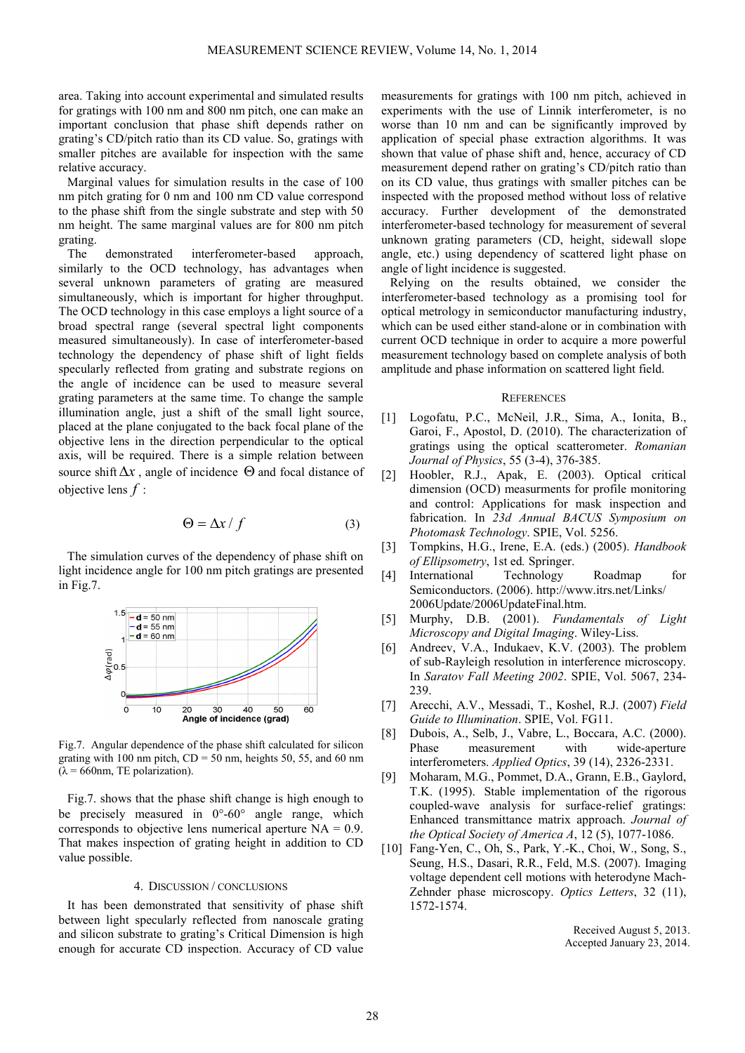area. Taking into account experimental and simulated results for gratings with 100 nm and 800 nm pitch, one can make an important conclusion that phase shift depends rather on grating's CD/pitch ratio than its CD value. So, gratings with smaller pitches are available for inspection with the same relative accuracy.

Marginal values for simulation results in the case of 100 nm pitch grating for 0 nm and 100 nm CD value correspond to the phase shift from the single substrate and step with 50 nm height. The same marginal values are for 800 nm pitch grating.

The demonstrated interferometer-based approach, similarly to the OCD technology, has advantages when several unknown parameters of grating are measured simultaneously, which is important for higher throughput. The OCD technology in this case employs a light source of a broad spectral range (several spectral light components measured simultaneously). In case of interferometer-based technology the dependency of phase shift of light fields specularly reflected from grating and substrate regions on the angle of incidence can be used to measure several grating parameters at the same time. To change the sample illumination angle, just a shift of the small light source, placed at the plane conjugated to the back focal plane of the objective lens in the direction perpendicular to the optical axis, will be required. There is a simple relation between source shift $\Delta x$, angle of incidence $\Theta$ and focal distance of objective lens $f$:

$$\Theta = \Delta x / f \tag{3}$$

The simulation curves of the dependency of phase shift on light incidence angle for 100 nm pitch gratings are presented in Fig.7.

d = 50 nm
d = 55 nm
d = 60 nm
Δφ(rad)
1.5
1
0.5
0
0 10 20 30 40 50 60
Angle of incidence (grad)

Fig.7. Angular dependence of the phase shift calculated for silicon grating with 100 nm pitch, CD = 50 nm, heights 50, 55, and 60 nm ($\lambda$ = 660nm, TE polarization).

Fig.7. shows that the phase shift change is high enough to be precisely measured in 0°-60° angle range, which corresponds to objective lens numerical aperture NA = 0.9. That makes inspection of grating height in addition to CD value possible.

## 4. Discussion / Conclusions

It has been demonstrated that sensitivity of phase shift between light specularly reflected from nanoscale grating and silicon substrate to grating's Critical Dimension is high enough for accurate CD inspection. Accuracy of CD value measurements for gratings with 100 nm pitch, achieved in experiments with the use of Linnik interferometer, is no worse than 10 nm and can be significantly improved by application of special phase extraction algorithms. It was shown that value of phase shift and, hence, accuracy of CD measurement depend rather on grating's CD/pitch ratio than on its CD value, thus gratings with smaller pitches can be inspected with the proposed method without loss of relative accuracy. Further development of the demonstrated interferometer-based technology for measurement of several unknown grating parameters (CD, height, sidewall slope angle, etc.) using dependency of scattered light phase on angle of light incidence is suggested.

Relying on the results obtained, we consider the interferometer-based technology as a promising tool for optical metrology in semiconductor manufacturing industry, which can be used either stand-alone or in combination with current OCD technique in order to acquire a more powerful measurement technology based on complete analysis of both amplitude and phase information on scattered light field.

## References

[1] Logofatu, P.C., McNeil, J.R., Sima, A., Ionita, B., Garoi, F., Apostol, D. (2010). The characterization of gratings using the optical scatterometer. *Romanian Journal of Physics*, 55 (3-4), 376-385.

[2] Hoobler, R.J., Apak, E. (2003). Optical critical dimension (OCD) measurments for profile monitoring and control: Applications for mask inspection and fabrication. In *23d Annual BACUS Symposium on Photomask Technology*. SPIE, Vol. 5256.

[3] Tompkins, H.G., Irene, E.A. (eds.) (2005). *Handbook of Ellipsometry*, 1st ed. Springer.

[4] International Technology Roadmap for Semiconductors. (2006). http://www.itrs.net/Links/2006Update/2006UpdateFinal.htm.

[5] Murphy, D.B. (2001). *Fundamentals of Light Microscopy and Digital Imaging*. Wiley-Liss.

[6] Andreev, V.A., Indukaev, K.V. (2003). The problem of sub-Rayleigh resolution in interference microscopy. In *Saratov Fall Meeting 2002*. SPIE, Vol. 5067, 234-239.

[7] Arecchi, A.V., Messadi, T., Koshel, R.J. (2007) *Field Guide to Illumination*. SPIE, Vol. FG11.

[8] Dubois, A., Selb, J., Vabre, L., Boccara, A.C. (2000). Phase measurement with wide-aperture interferometers. *Applied Optics*, 39 (14), 2326-2331.

[9] Moharam, M.G., Pommet, D.A., Grann, E.B., Gaylord, T.K. (1995). Stable implementation of the rigorous coupled-wave analysis for surface-relief gratings: Enhanced transmittance matrix approach. *Journal of the Optical Society of America A*, 12 (5), 1077-1086.

[10] Fang-Yen, C., Oh, S., Park, Y.-K., Choi, W., Song, S., Seung, H.S., Dasari, R.R., Feld, M.S. (2007). Imaging voltage dependent cell motions with heterodyne Mach-Zehnder phase microscopy. *Optics Letters*, 32 (11), 1572-1574.

Received August 5, 2013.
Accepted January 23, 2014.